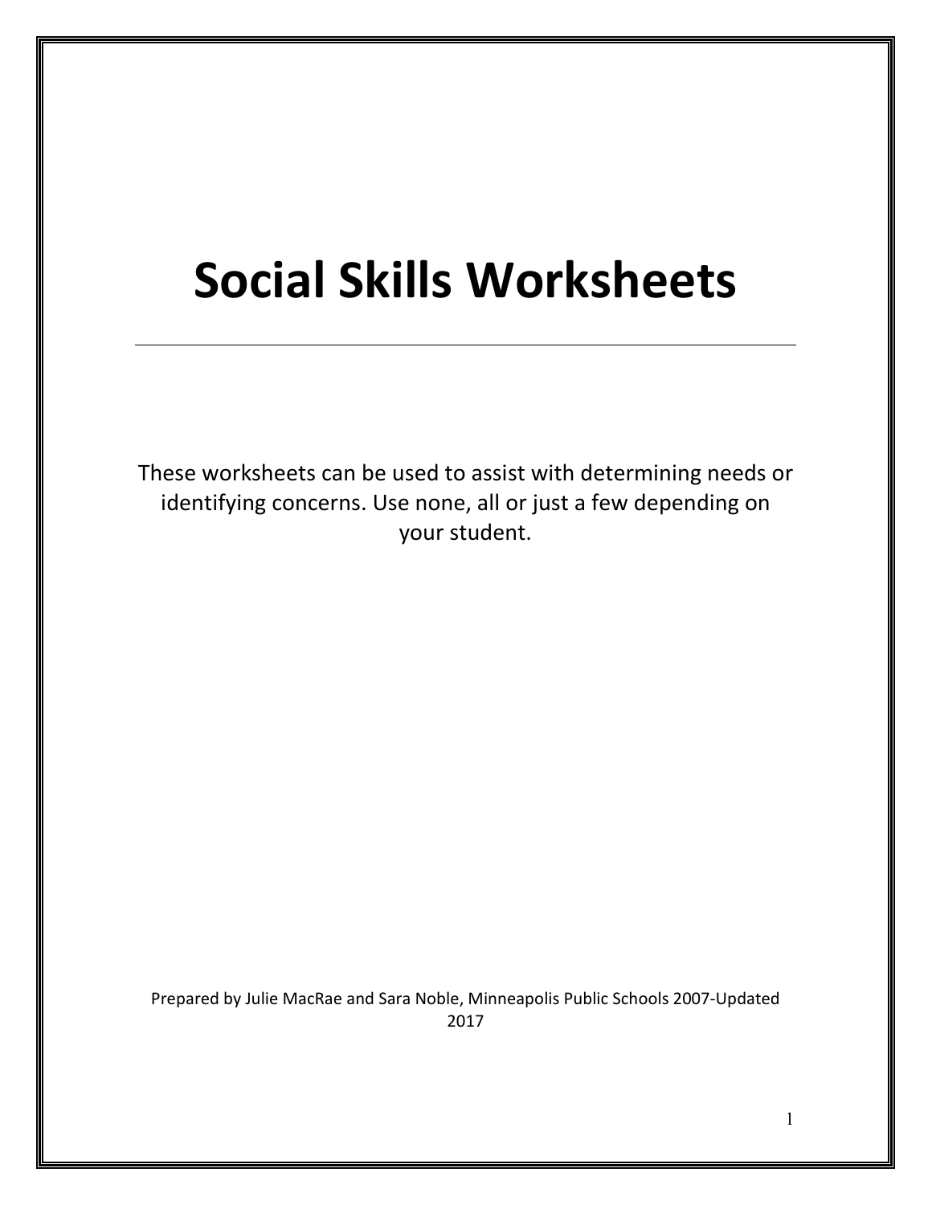# Social Skills Worksheets

---

These worksheets can be used to assist with determining needs or identifying concerns. Use none, all or just a few depending on your student.

Prepared by Julie MacRae and Sara Noble, Minneapolis Public Schools 2007-Updated 2017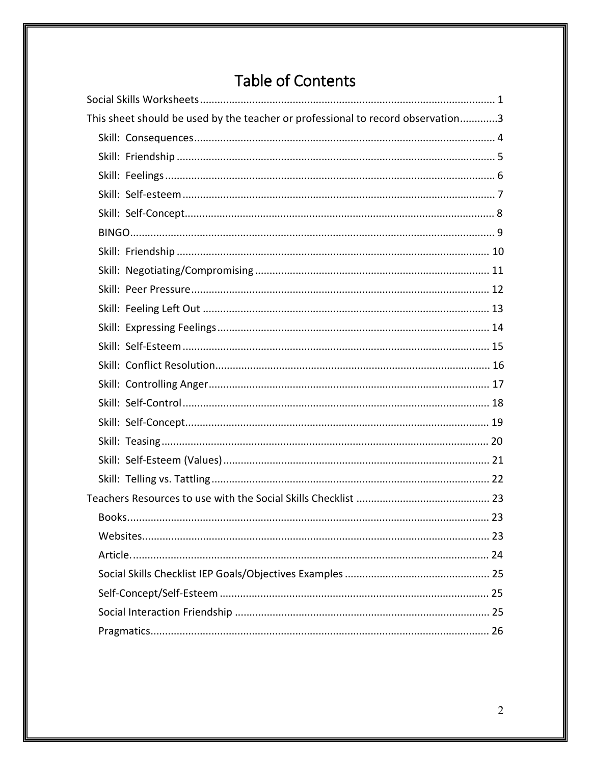# Table of Contents

Social Skills Worksheets ........................................................................................................ 1

This sheet should be used by the teacher or professional to record observation.............3

- Skill: Consequences ........................................................................................................ 4
- Skill: Friendship .............................................................................................................. 5
- Skill: Feelings ................................................................................................................. 6
- Skill: Self-esteem ............................................................................................................ 7
- Skill: Self-Concept ........................................................................................................... 8
- BINGO ............................................................................................................................. 9
- Skill: Friendship ............................................................................................................ 10
- Skill: Negotiating/Compromising ................................................................................... 11
- Skill: Peer Pressure ....................................................................................................... 12
- Skill: Feeling Left Out .................................................................................................... 13
- Skill: Expressing Feelings .............................................................................................. 14
- Skill: Self-Esteem .......................................................................................................... 15
- Skill: Conflict Resolution ................................................................................................ 16
- Skill: Controlling Anger ................................................................................................. 17
- Skill: Self-Control .......................................................................................................... 18
- Skill: Self-Concept ......................................................................................................... 19
- Skill: Teasing ................................................................................................................. 20
- Skill: Self-Esteem (Values) ............................................................................................. 21
- Skill: Telling vs. Tattling ................................................................................................. 22

Teachers Resources to use with the Social Skills Checklist ............................................. 23

- Books ............................................................................................................................. 23
- Websites ......................................................................................................................... 23
- Article. ........................................................................................................................... 24
- Social Skills Checklist IEP Goals/Objectives Examples ................................................. 25
- Self-Concept/Self-Esteem ............................................................................................... 25
- Social Interaction Friendship ......................................................................................... 25
- Pragmatics ..................................................................................................................... 26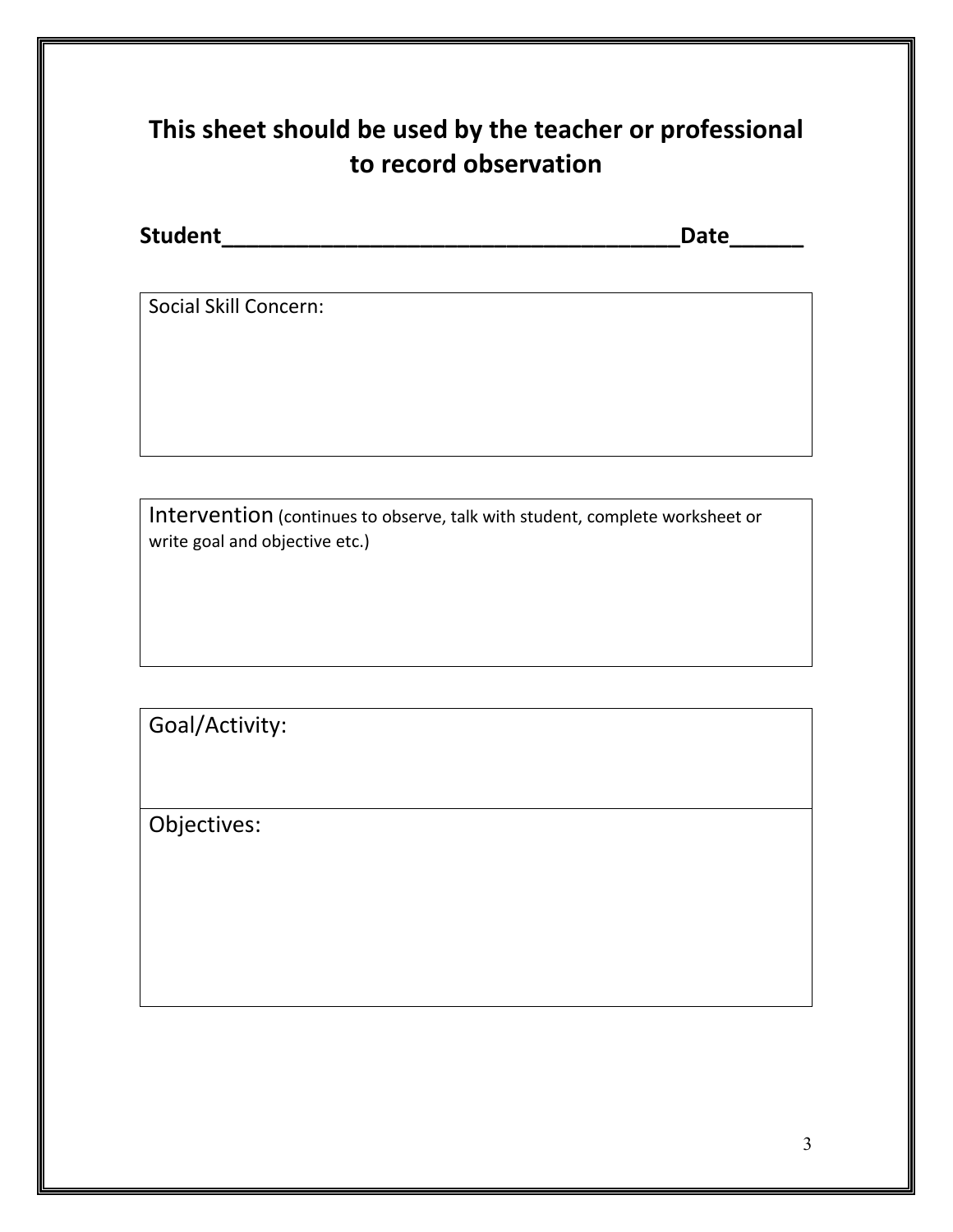## This sheet should be used by the teacher or professional to record observation

**Student\_\_\_\_\_\_\_\_\_\_\_\_\_\_\_\_\_\_\_\_\_\_\_\_\_\_\_\_\_\_\_\_\_\_\_\_\_\_Date\_\_\_\_\_\_**

| Social Skill Concern: |
|---|
| |

| Intervention (continues to observe, talk with student, complete worksheet or write goal and objective etc.) |
|---|
| |

| Goal/Activity: |
|---|
| Objectives: |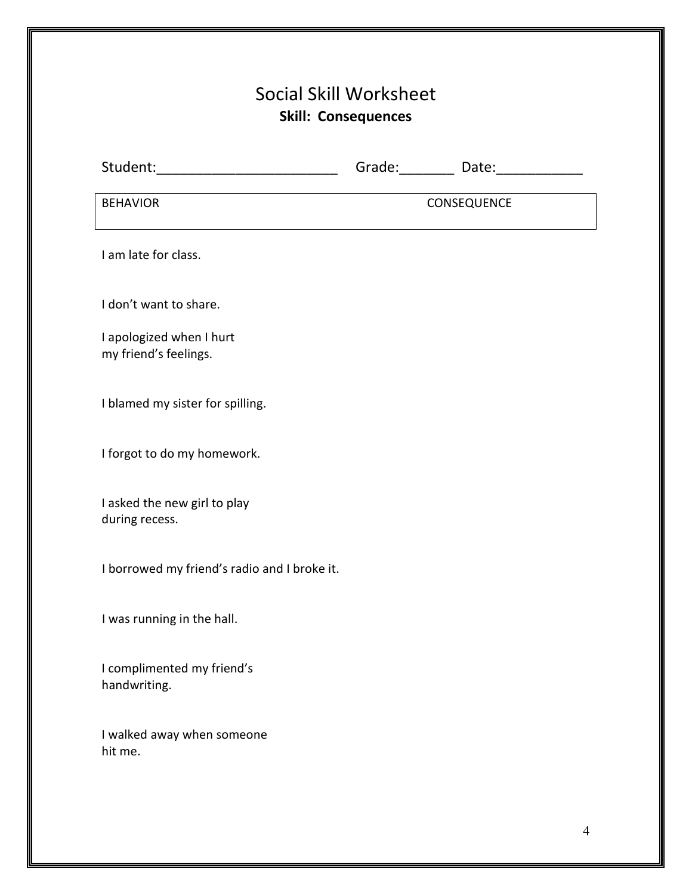# Social Skill Worksheet

**Skill: Consequences**

Student:________________________ Grade:_______ Date:___________

| BEHAVIOR | CONSEQUENCE |
| --- | --- |
| I am late for class. | |
| I don't want to share. | |
| I apologized when I hurt my friend's feelings. | |
| I blamed my sister for spilling. | |
| I forgot to do my homework. | |
| I asked the new girl to play during recess. | |
| I borrowed my friend's radio and I broke it. | |
| I was running in the hall. | |
| I complimented my friend's handwriting. | |
| I walked away when someone hit me. | |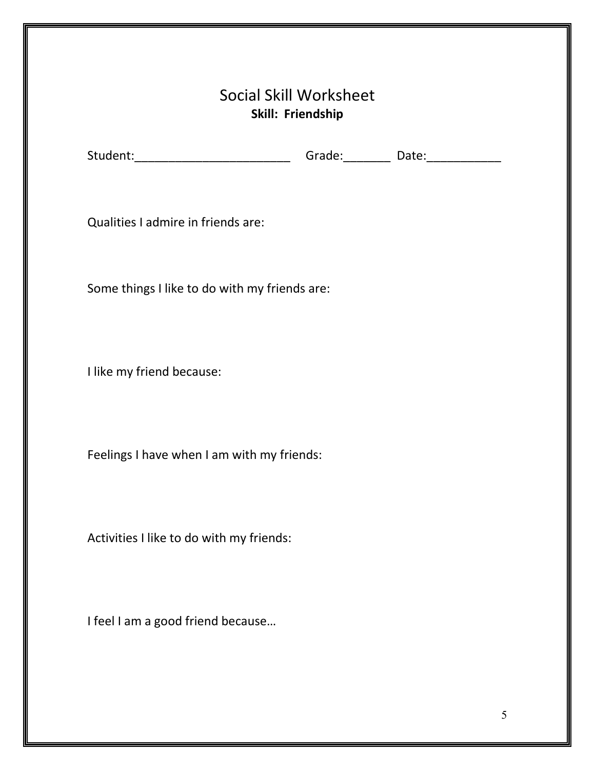# Social Skill Worksheet

**Skill: Friendship**

Student:________________________ Grade:_______ Date:___________

Qualities I admire in friends are:

Some things I like to do with my friends are:

I like my friend because:

Feelings I have when I am with my friends:

Activities I like to do with my friends:

I feel I am a good friend because…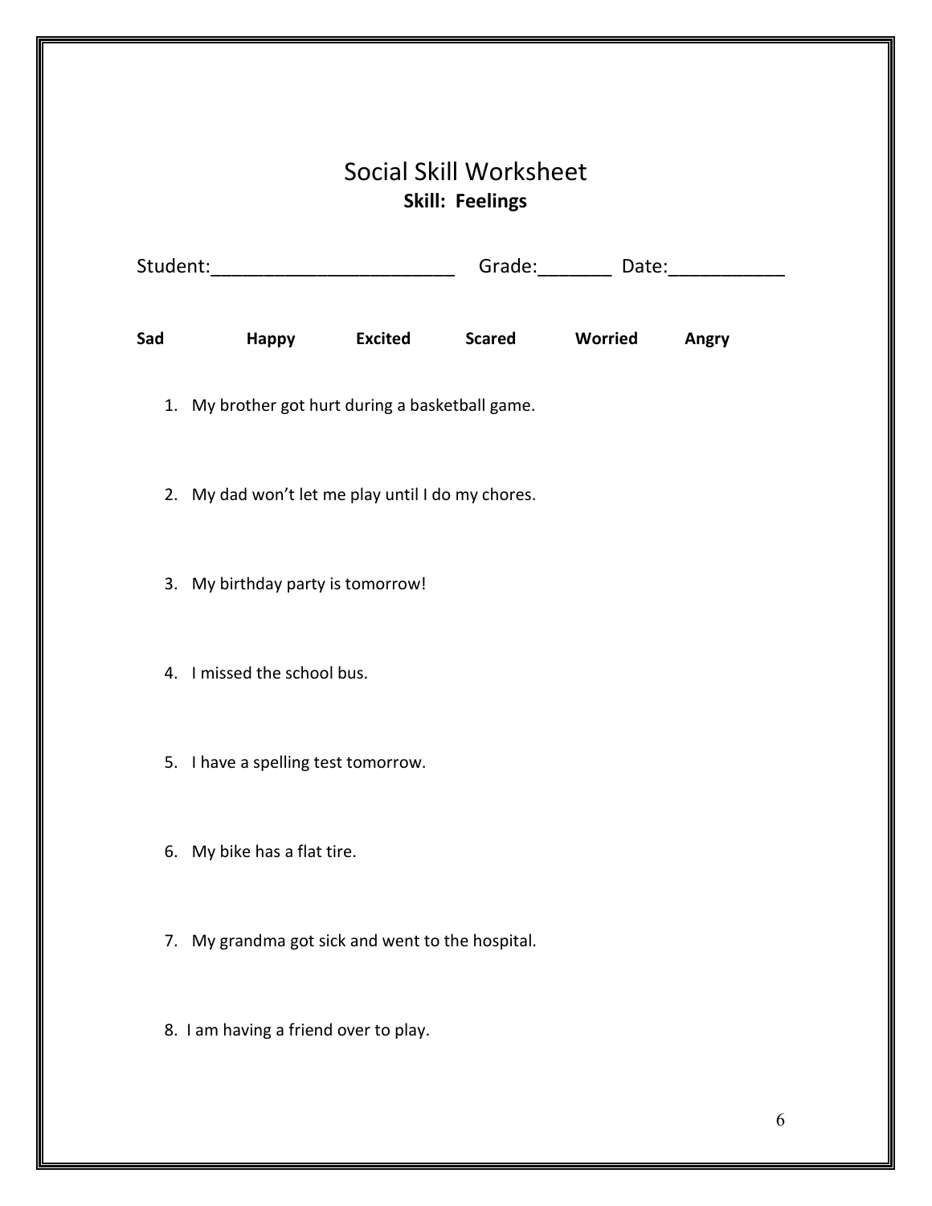# Social Skill Worksheet

**Skill: Feelings**

Student:________________________ Grade:_______ Date:___________

**Sad** **Happy** **Excited** **Scared** **Worried** **Angry**

1. My brother got hurt during a basketball game.

2. My dad won't let me play until I do my chores.

3. My birthday party is tomorrow!

4. I missed the school bus.

5. I have a spelling test tomorrow.

6. My bike has a flat tire.

7. My grandma got sick and went to the hospital.

8. I am having a friend over to play.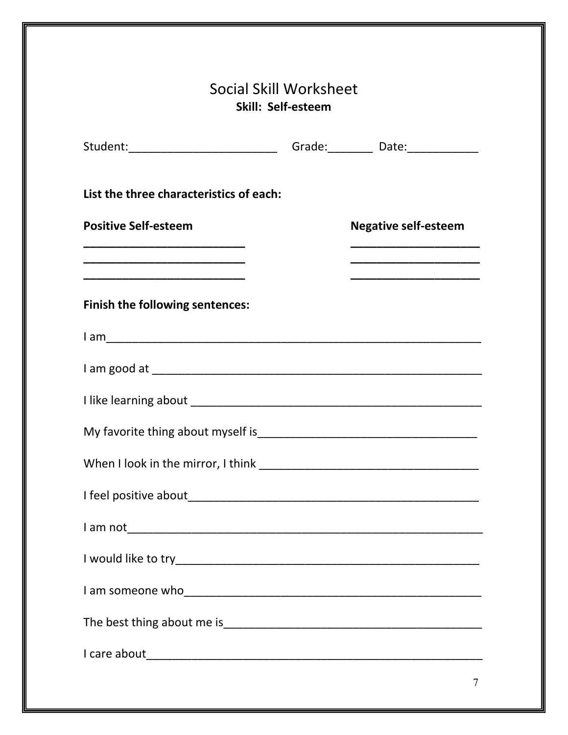# Social Skill Worksheet

**Skill: Self-esteem**

Student:_______________________ Grade:_______ Date:___________

**List the three characteristics of each:**

| **Positive Self-esteem** | **Negative self-esteem** |
| --- | --- |
| _______________________ | _______________________ |
| _______________________ | _______________________ |
| _______________________ | _______________________ |

**Finish the following sentences:**

I am___________________________________________________________

I am good at ____________________________________________________

I like learning about _____________________________________________

My favorite thing about myself is___________________________________

When I look in the mirror, I think __________________________________

I feel positive about______________________________________________

I am not________________________________________________________

I would like to try_________________________________________________

I am someone who_______________________________________________

The best thing about me is_________________________________________

I care about_____________________________________________________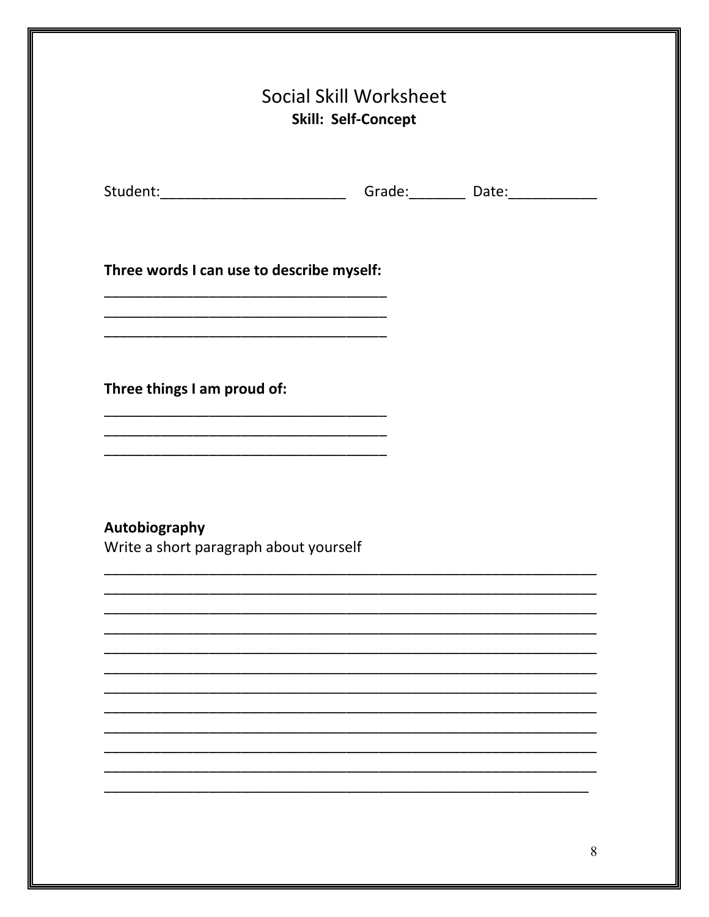# Social Skill Worksheet

**Skill: Self-Concept**

Student:________________________ Grade:_______ Date:___________

**Three words I can use to describe myself:**

_____________________________________
_____________________________________
_____________________________________

**Three things I am proud of:**

_____________________________________
_____________________________________
_____________________________________

**Autobiography**

Write a short paragraph about yourself

_________________________________________________________________
_________________________________________________________________
_________________________________________________________________
_________________________________________________________________
_________________________________________________________________
_________________________________________________________________
_________________________________________________________________
_________________________________________________________________
_________________________________________________________________
_________________________________________________________________
_________________________________________________________________
________________________________________________________________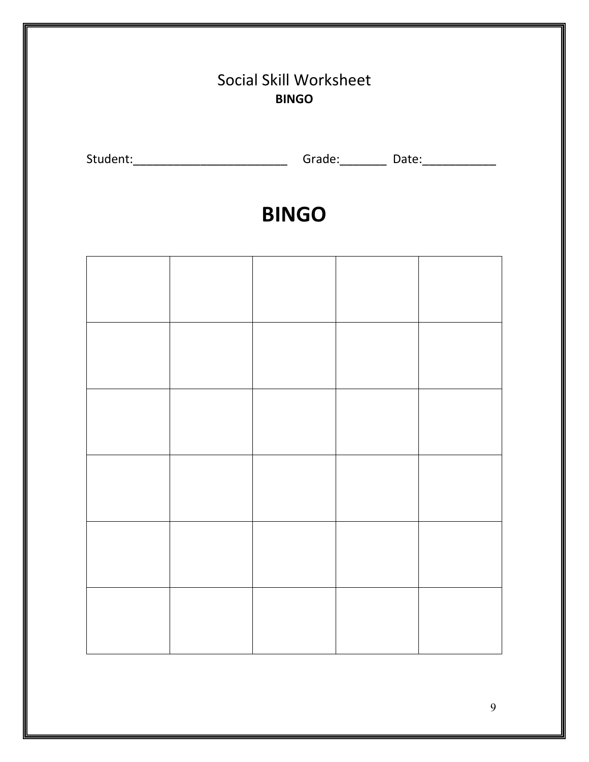# Social Skill Worksheet

**BINGO**

Student:________________________ Grade:_______ Date:___________

## BINGO

| | | | | |
|---|---|---|---|---|
| | | | | |
| | | | | |
| | | | | |
| | | | | |
| | | | | |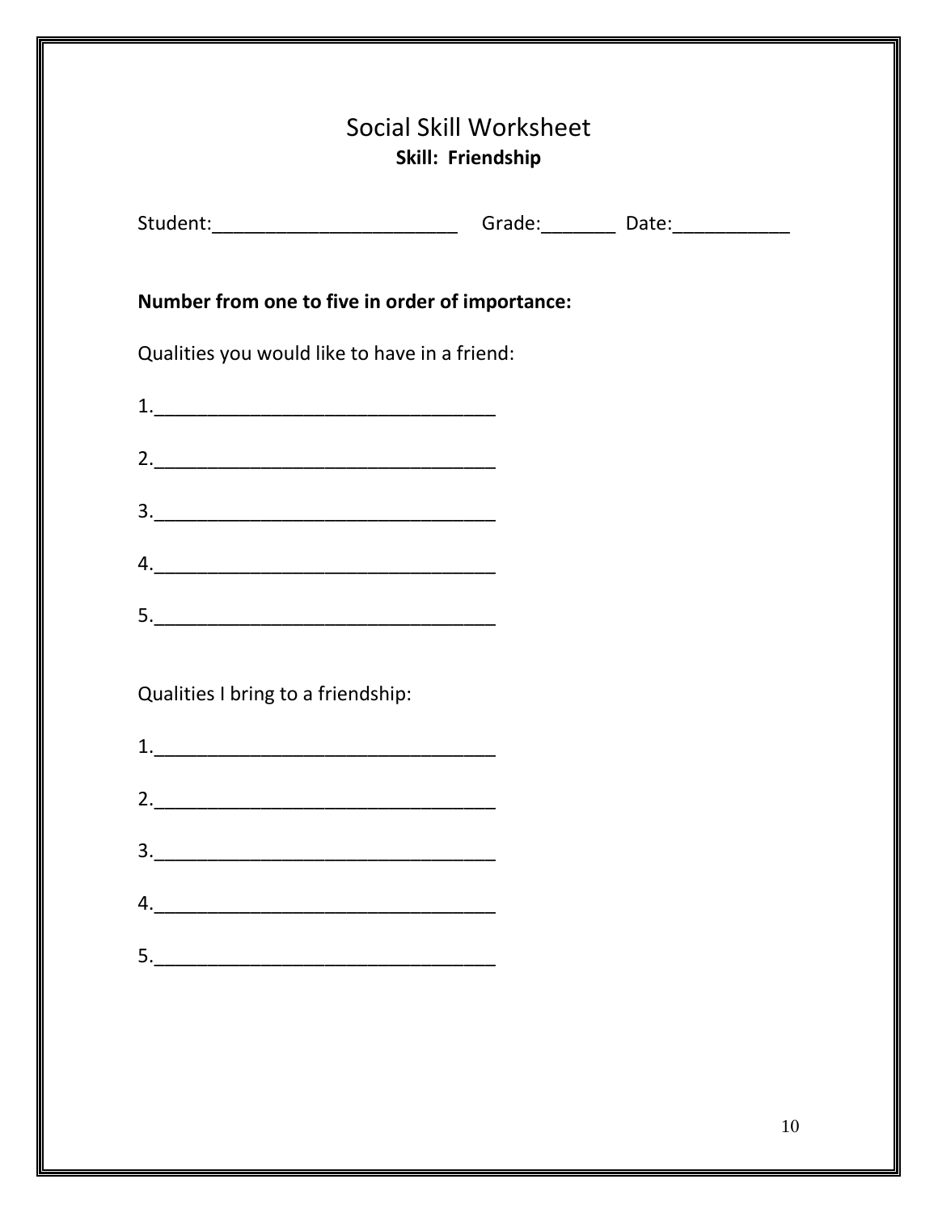# Social Skill Worksheet

**Skill: Friendship**

Student:________________________ Grade:_______ Date:___________

**Number from one to five in order of importance:**

Qualities you would like to have in a friend:

1.________________________________

2.________________________________

3.________________________________

4.________________________________

5.________________________________

Qualities I bring to a friendship:

1.________________________________

2.________________________________

3.________________________________

4.________________________________

5.________________________________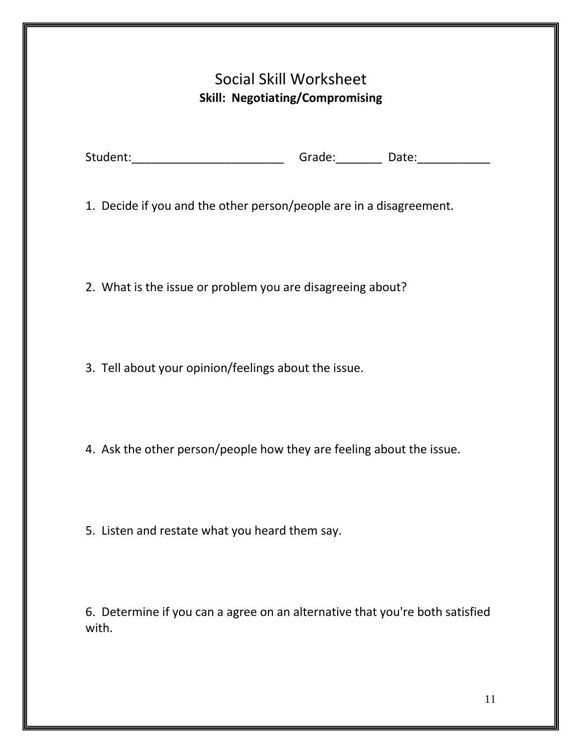# Social Skill Worksheet

**Skill: Negotiating/Compromising**

Student:________________________ Grade:_______ Date:___________

1. Decide if you and the other person/people are in a disagreement.

2. What is the issue or problem you are disagreeing about?

3. Tell about your opinion/feelings about the issue.

4. Ask the other person/people how they are feeling about the issue.

5. Listen and restate what you heard them say.

6. Determine if you can a agree on an alternative that you're both satisfied with.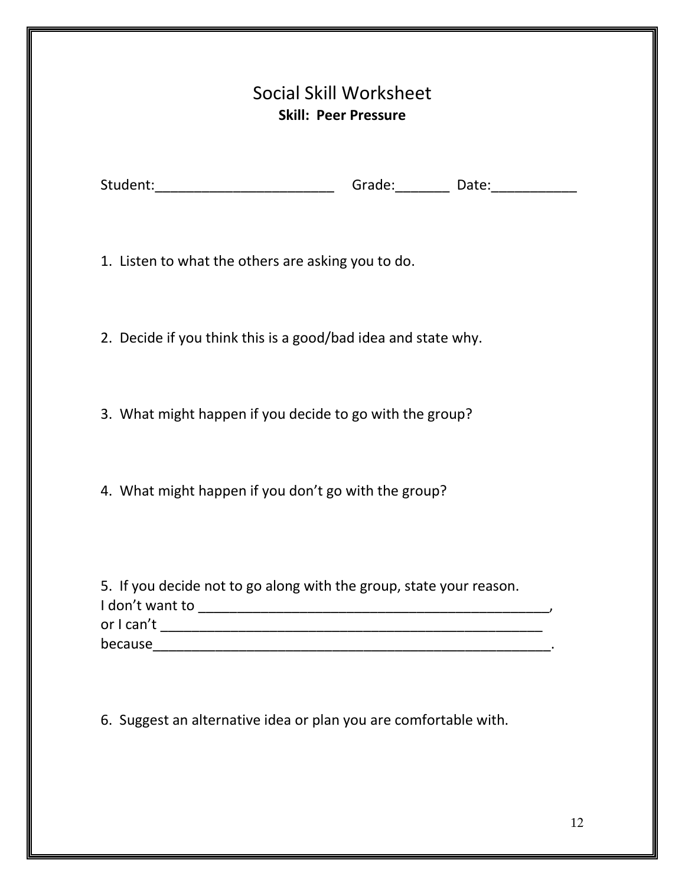# Social Skill Worksheet

**Skill: Peer Pressure**

Student:________________________ Grade:_______ Date:___________

1. Listen to what the others are asking you to do.

2. Decide if you think this is a good/bad idea and state why.

3. What might happen if you decide to go with the group?

4. What might happen if you don't go with the group?

5. If you decide not to go along with the group, state your reason.
I don't want to _______________________________________________,
or I can't ___________________________________________________
because______________________________________________________.

6. Suggest an alternative idea or plan you are comfortable with.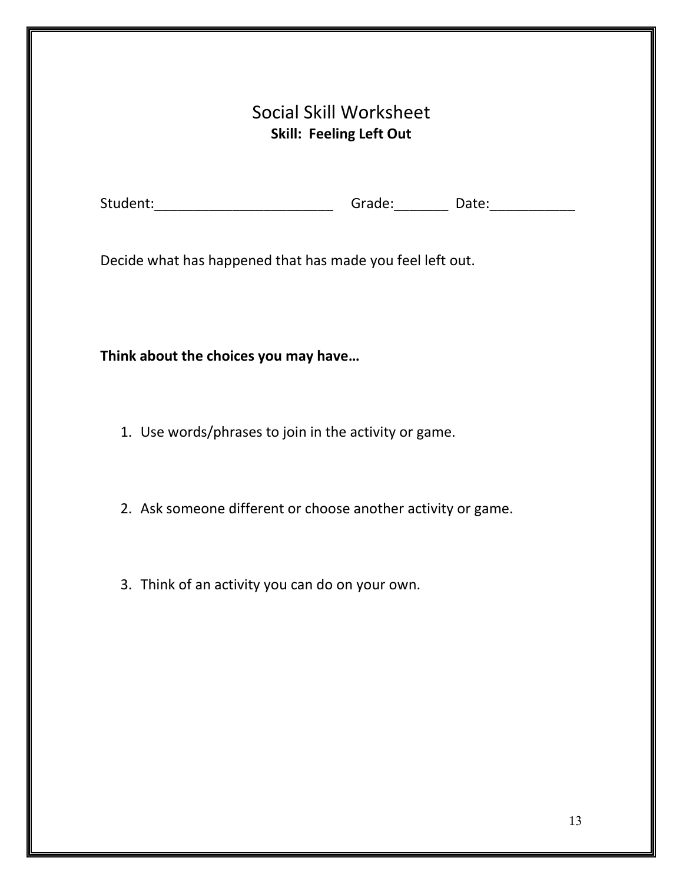# Social Skill Worksheet

**Skill: Feeling Left Out**

Student:________________________ Grade:_______ Date:___________

Decide what has happened that has made you feel left out.

**Think about the choices you may have…**

1. Use words/phrases to join in the activity or game.

2. Ask someone different or choose another activity or game.

3. Think of an activity you can do on your own.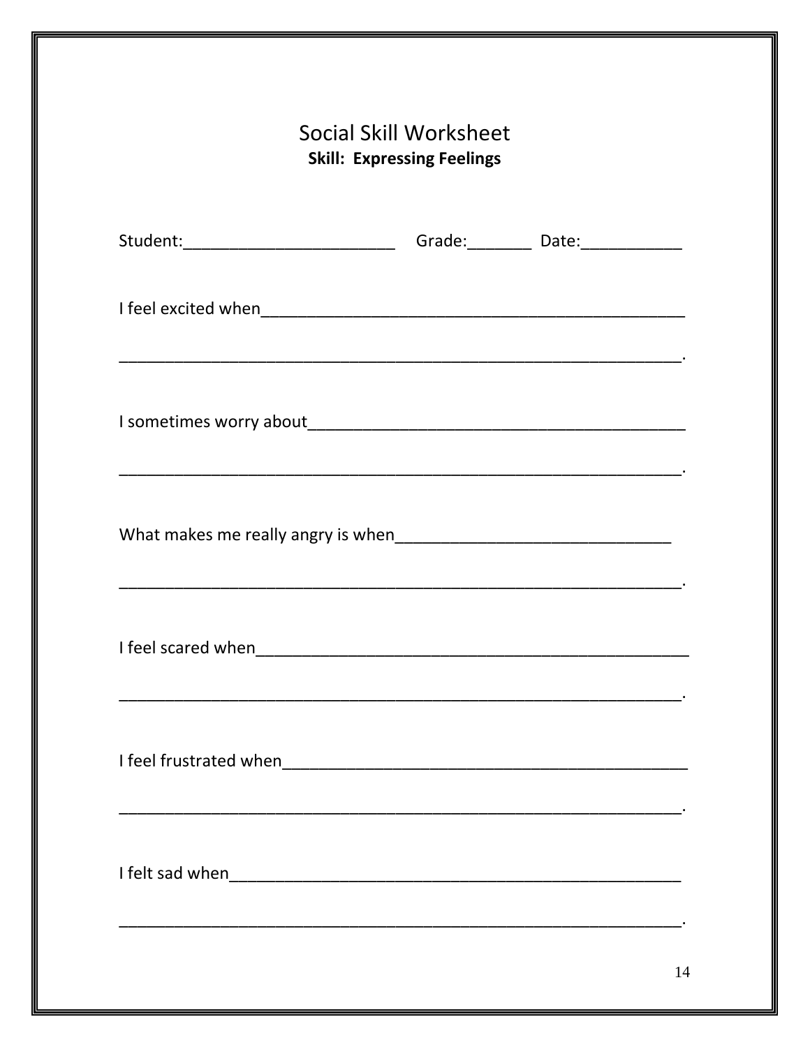# Social Skill Worksheet

**Skill: Expressing Feelings**

Student:________________________ Grade:_______ Date:___________

I feel excited when_______________________________________________

_________________________________________________________________.

I sometimes worry about___________________________________________

_________________________________________________________________.

What makes me really angry is when_______________________________

_________________________________________________________________.

I feel scared when________________________________________________

_________________________________________________________________.

I feel frustrated when_____________________________________________

_________________________________________________________________.

I felt sad when__________________________________________________

_________________________________________________________________.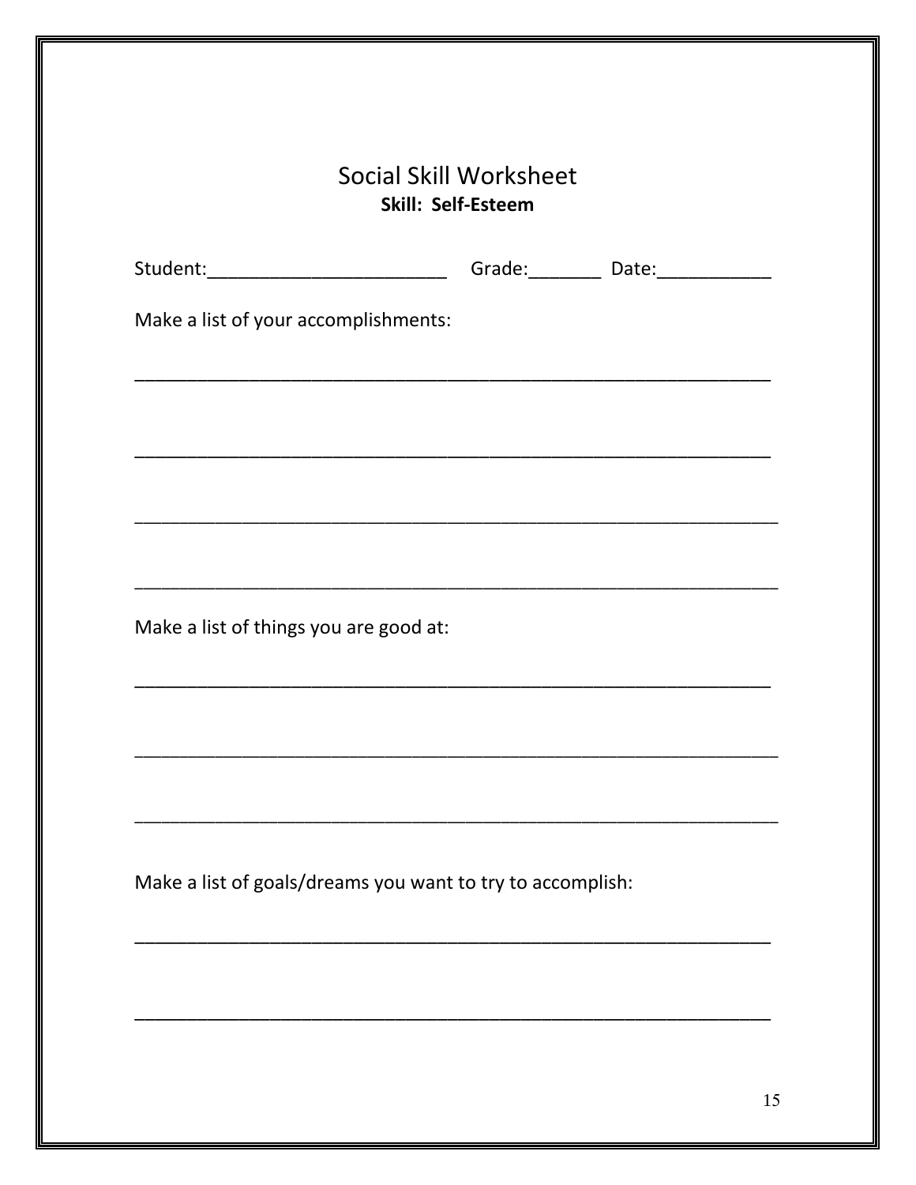# Social Skill Worksheet

**Skill: Self-Esteem**

Student:________________________ Grade:_______ Date:___________

Make a list of your accomplishments:

_______________________________________________________________

_______________________________________________________________

_______________________________________________________________

_______________________________________________________________

Make a list of things you are good at:

_______________________________________________________________

_______________________________________________________________

_______________________________________________________________

Make a list of goals/dreams you want to try to accomplish:

_______________________________________________________________

_______________________________________________________________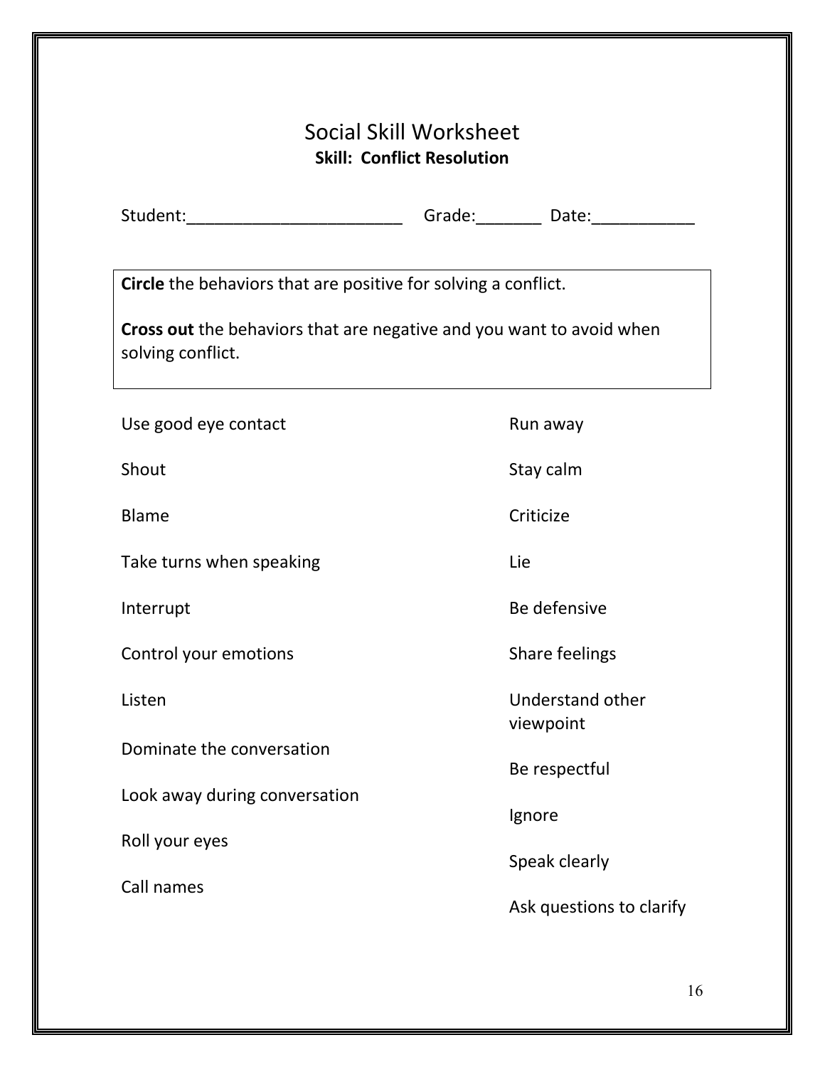# Social Skill Worksheet

**Skill: Conflict Resolution**

Student:________________________ Grade:_______ Date:___________

**Circle** the behaviors that are positive for solving a conflict.

**Cross out** the behaviors that are negative and you want to avoid when solving conflict.

Use good eye contact

Shout

Blame

Take turns when speaking

Interrupt

Control your emotions

Listen

Dominate the conversation

Look away during conversation

Roll your eyes

Call names

Run away

Stay calm

Criticize

Lie

Be defensive

Share feelings

Understand other viewpoint

Be respectful

Ignore

Speak clearly

Ask questions to clarify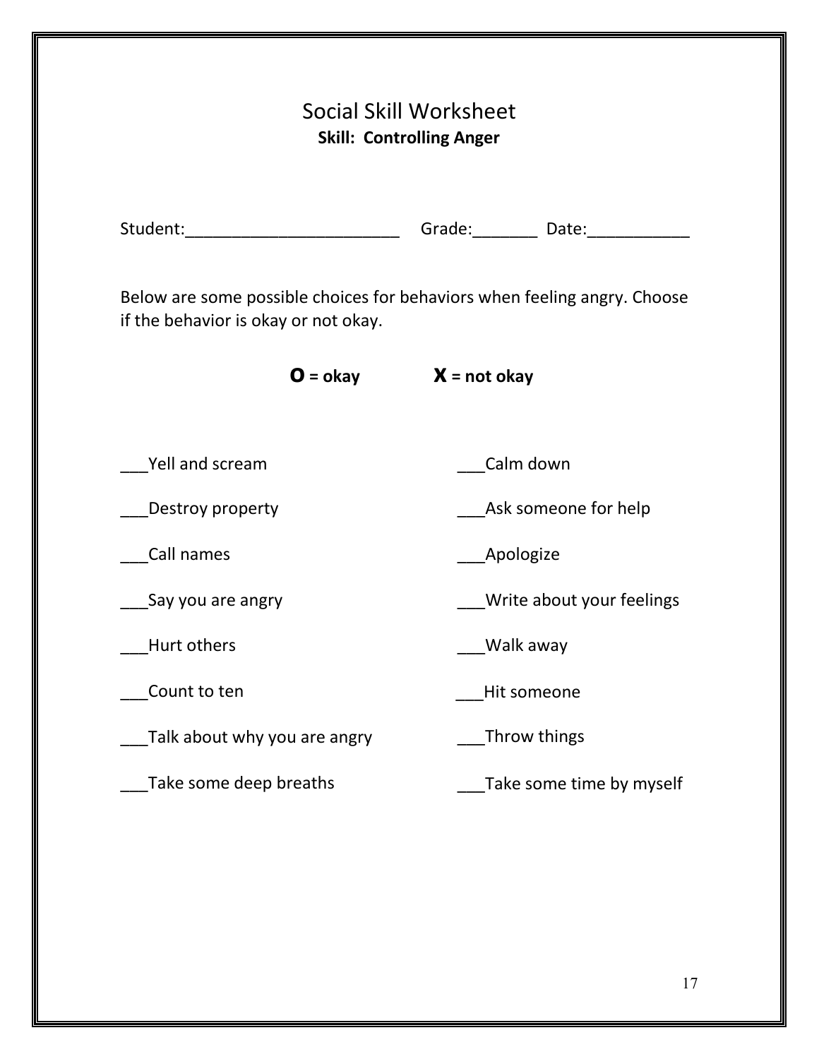# Social Skill Worksheet

**Skill: Controlling Anger**

Student:________________________ Grade:_______ Date:___________

Below are some possible choices for behaviors when feeling angry. Choose if the behavior is okay or not okay.

**O = okay** **X = not okay**

___Yell and scream

___Destroy property

___Call names

___Say you are angry

___Hurt others

___Count to ten

___Talk about why you are angry

___Take some deep breaths

___Calm down

___Ask someone for help

___Apologize

___Write about your feelings

___Walk away

___Hit someone

___Throw things

___Take some time by myself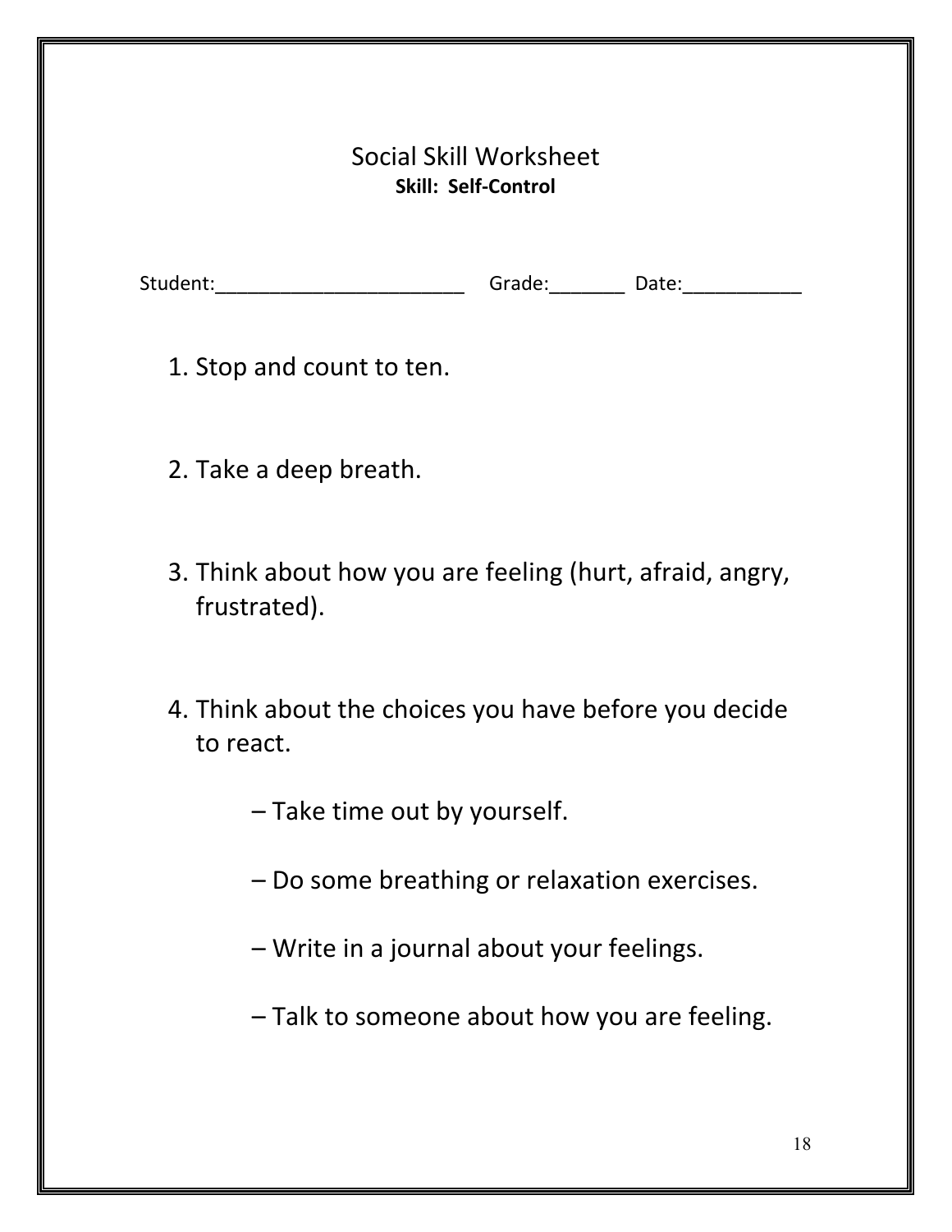# Social Skill Worksheet

**Skill: Self-Control**

Student:________________________ Grade:_______ Date:___________

1. Stop and count to ten.

2. Take a deep breath.

3. Think about how you are feeling (hurt, afraid, angry, frustrated).

4. Think about the choices you have before you decide to react.

   – Take time out by yourself.

   – Do some breathing or relaxation exercises.

   – Write in a journal about your feelings.

   – Talk to someone about how you are feeling.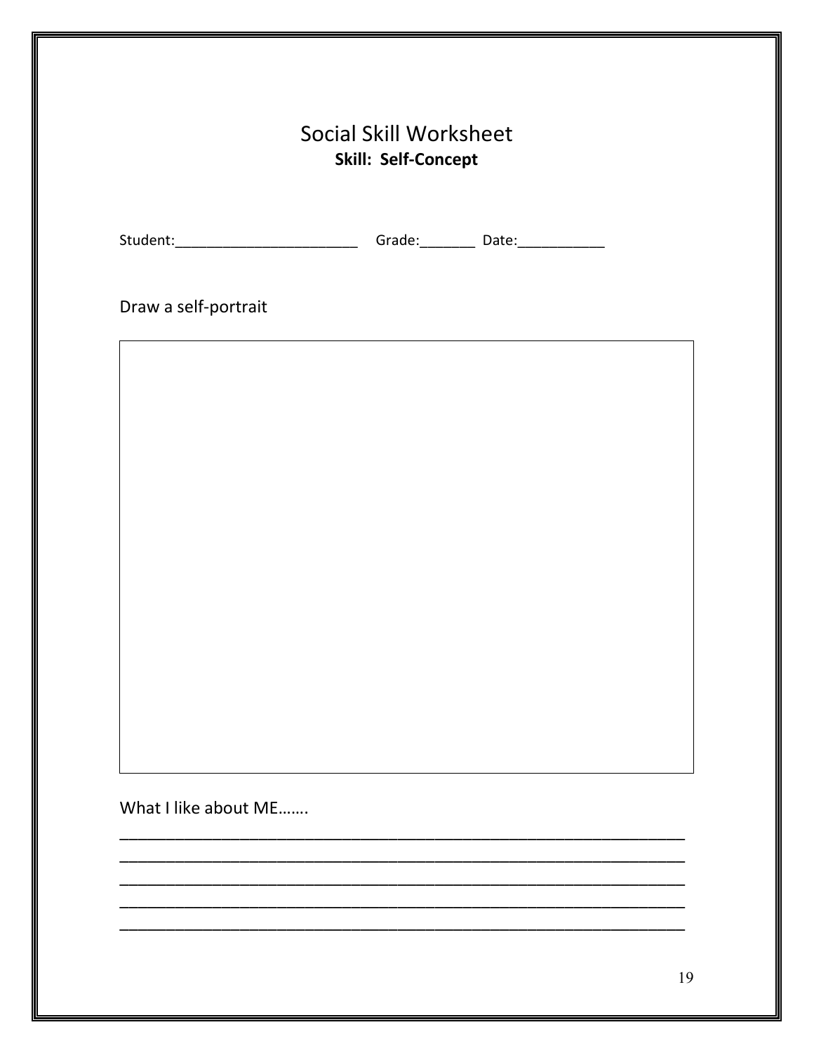# Social Skill Worksheet

**Skill: Self-Concept**

Student:________________________ Grade:_______ Date:___________

Draw a self-portrait

What I like about ME…….

_______________________________________________________________

_______________________________________________________________

_______________________________________________________________

_______________________________________________________________

_______________________________________________________________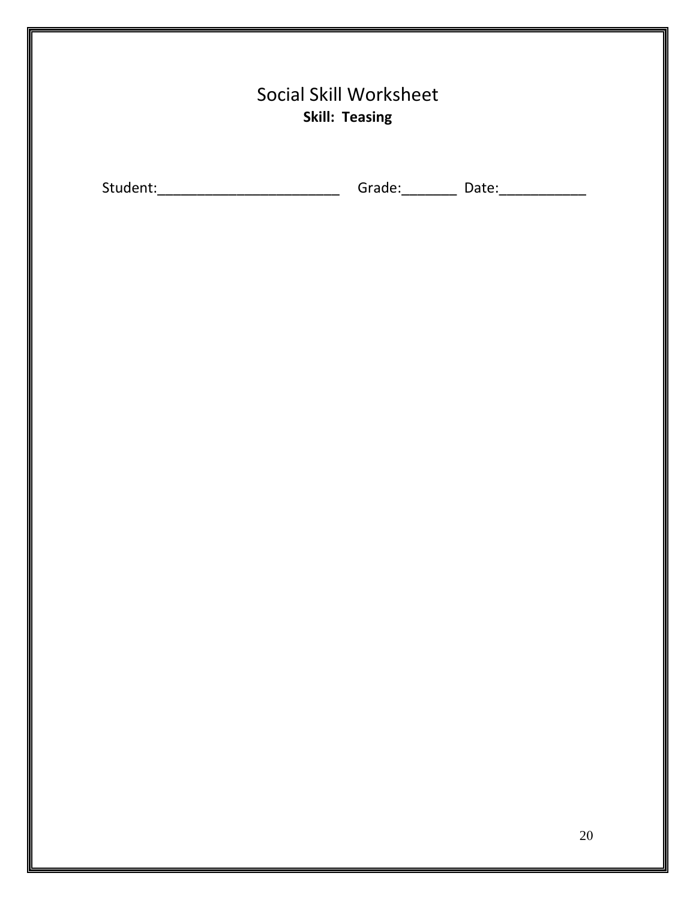# Social Skill Worksheet

**Skill: Teasing**

Student:________________________ Grade:_______ Date:___________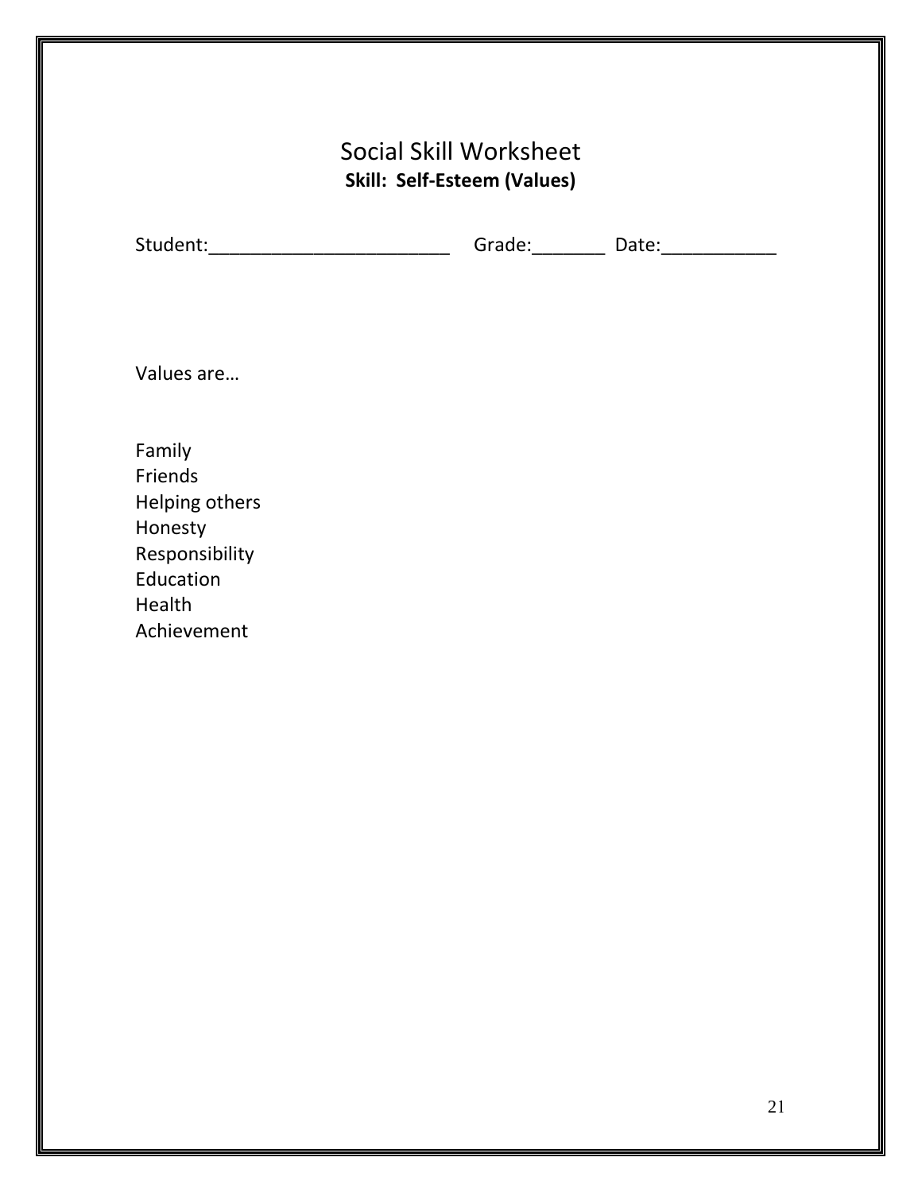# Social Skill Worksheet

**Skill: Self-Esteem (Values)**

Student:________________________ Grade:_______ Date:___________

Values are…

Family
Friends
Helping others
Honesty
Responsibility
Education
Health
Achievement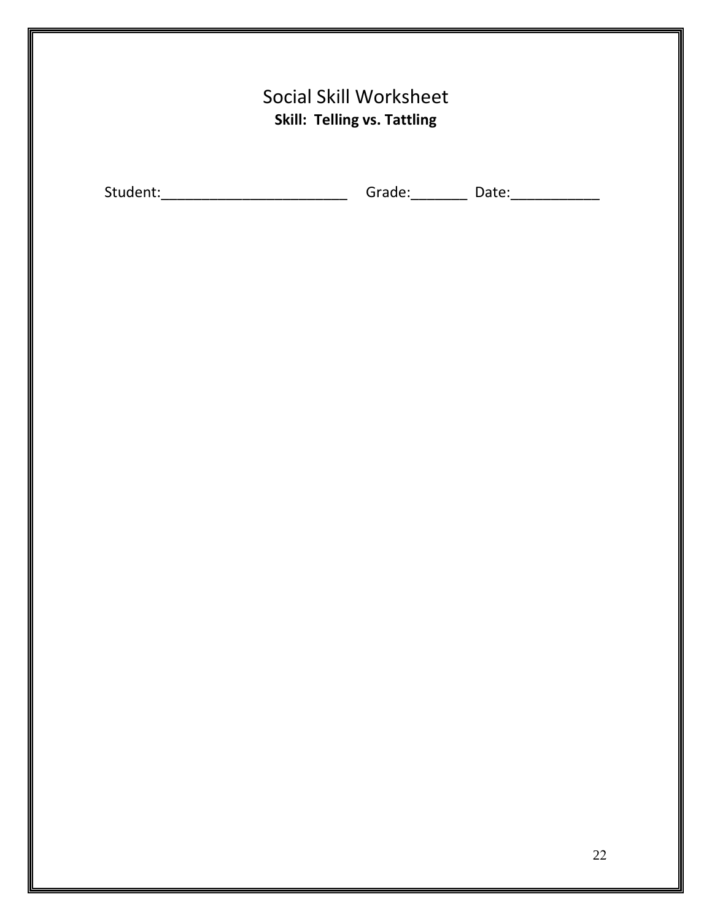# Social Skill Worksheet

**Skill: Telling vs. Tattling**

Student:________________________ Grade:_______ Date:___________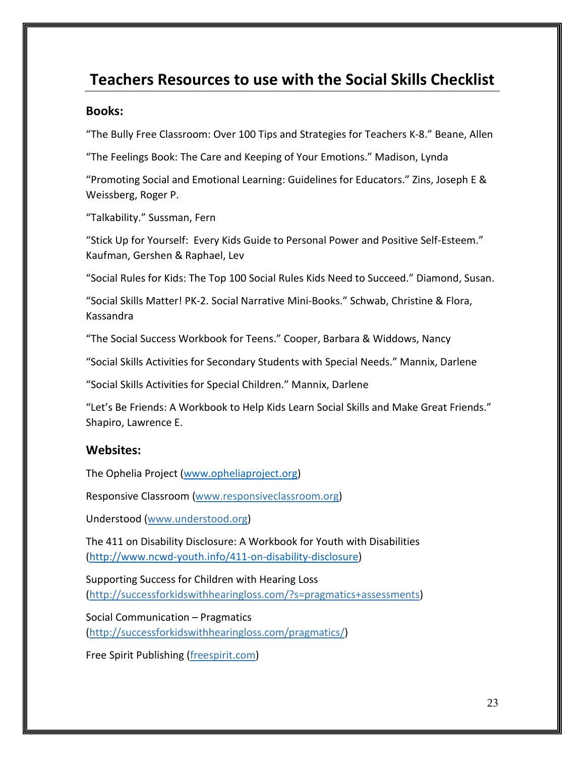# Teachers Resources to use with the Social Skills Checklist

## Books:

"The Bully Free Classroom: Over 100 Tips and Strategies for Teachers K-8." Beane, Allen

"The Feelings Book: The Care and Keeping of Your Emotions." Madison, Lynda

"Promoting Social and Emotional Learning: Guidelines for Educators." Zins, Joseph E & Weissberg, Roger P.

"Talkability." Sussman, Fern

"Stick Up for Yourself: Every Kids Guide to Personal Power and Positive Self-Esteem." Kaufman, Gershen & Raphael, Lev

"Social Rules for Kids: The Top 100 Social Rules Kids Need to Succeed." Diamond, Susan.

"Social Skills Matter! PK-2. Social Narrative Mini-Books." Schwab, Christine & Flora, Kassandra

"The Social Success Workbook for Teens." Cooper, Barbara & Widdows, Nancy

"Social Skills Activities for Secondary Students with Special Needs." Mannix, Darlene

"Social Skills Activities for Special Children." Mannix, Darlene

"Let's Be Friends: A Workbook to Help Kids Learn Social Skills and Make Great Friends." Shapiro, Lawrence E.

## Websites:

The Ophelia Project (www.opheliaproject.org)

Responsive Classroom (www.responsiveclassroom.org)

Understood (www.understood.org)

The 411 on Disability Disclosure: A Workbook for Youth with Disabilities (http://www.ncwd-youth.info/411-on-disability-disclosure)

Supporting Success for Children with Hearing Loss (http://successforkidswithhearingloss.com/?s=pragmatics+assessments)

Social Communication – Pragmatics (http://successforkidswithhearingloss.com/pragmatics/)

Free Spirit Publishing (freespirit.com)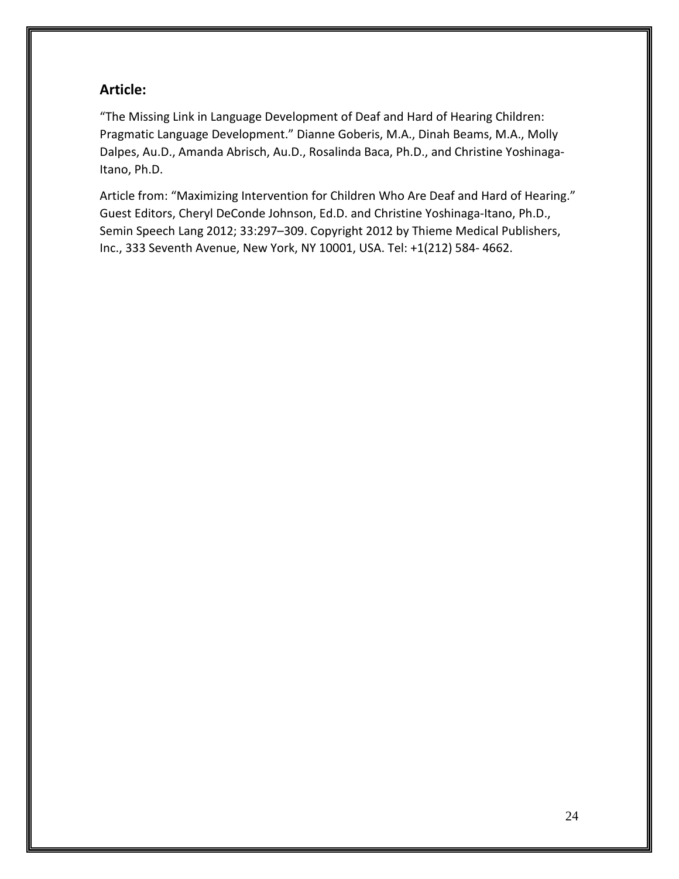## Article:

"The Missing Link in Language Development of Deaf and Hard of Hearing Children: Pragmatic Language Development." Dianne Goberis, M.A., Dinah Beams, M.A., Molly Dalpes, Au.D., Amanda Abrisch, Au.D., Rosalinda Baca, Ph.D., and Christine Yoshinaga-Itano, Ph.D.

Article from: "Maximizing Intervention for Children Who Are Deaf and Hard of Hearing." Guest Editors, Cheryl DeConde Johnson, Ed.D. and Christine Yoshinaga-Itano, Ph.D., Semin Speech Lang 2012; 33:297–309. Copyright 2012 by Thieme Medical Publishers, Inc., 333 Seventh Avenue, New York, NY 10001, USA. Tel: +1(212) 584- 4662.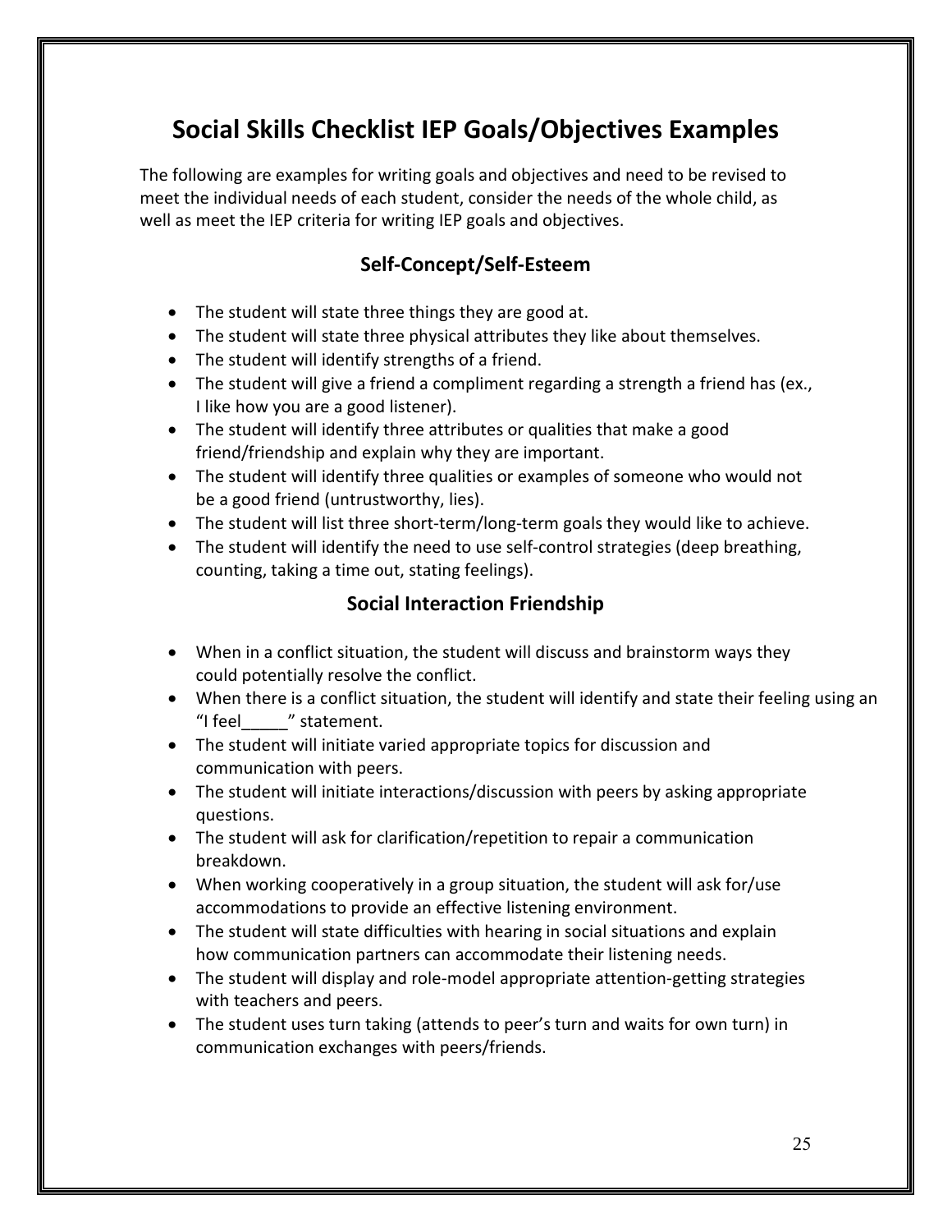# Social Skills Checklist IEP Goals/Objectives Examples

The following are examples for writing goals and objectives and need to be revised to meet the individual needs of each student, consider the needs of the whole child, as well as meet the IEP criteria for writing IEP goals and objectives.

## Self-Concept/Self-Esteem

- The student will state three things they are good at.
- The student will state three physical attributes they like about themselves.
- The student will identify strengths of a friend.
- The student will give a friend a compliment regarding a strength a friend has (ex., I like how you are a good listener).
- The student will identify three attributes or qualities that make a good friend/friendship and explain why they are important.
- The student will identify three qualities or examples of someone who would not be a good friend (untrustworthy, lies).
- The student will list three short-term/long-term goals they would like to achieve.
- The student will identify the need to use self-control strategies (deep breathing, counting, taking a time out, stating feelings).

## Social Interaction Friendship

- When in a conflict situation, the student will discuss and brainstorm ways they could potentially resolve the conflict.
- When there is a conflict situation, the student will identify and state their feeling using an "I feel_____" statement.
- The student will initiate varied appropriate topics for discussion and communication with peers.
- The student will initiate interactions/discussion with peers by asking appropriate questions.
- The student will ask for clarification/repetition to repair a communication breakdown.
- When working cooperatively in a group situation, the student will ask for/use accommodations to provide an effective listening environment.
- The student will state difficulties with hearing in social situations and explain how communication partners can accommodate their listening needs.
- The student will display and role-model appropriate attention-getting strategies with teachers and peers.
- The student uses turn taking (attends to peer's turn and waits for own turn) in communication exchanges with peers/friends.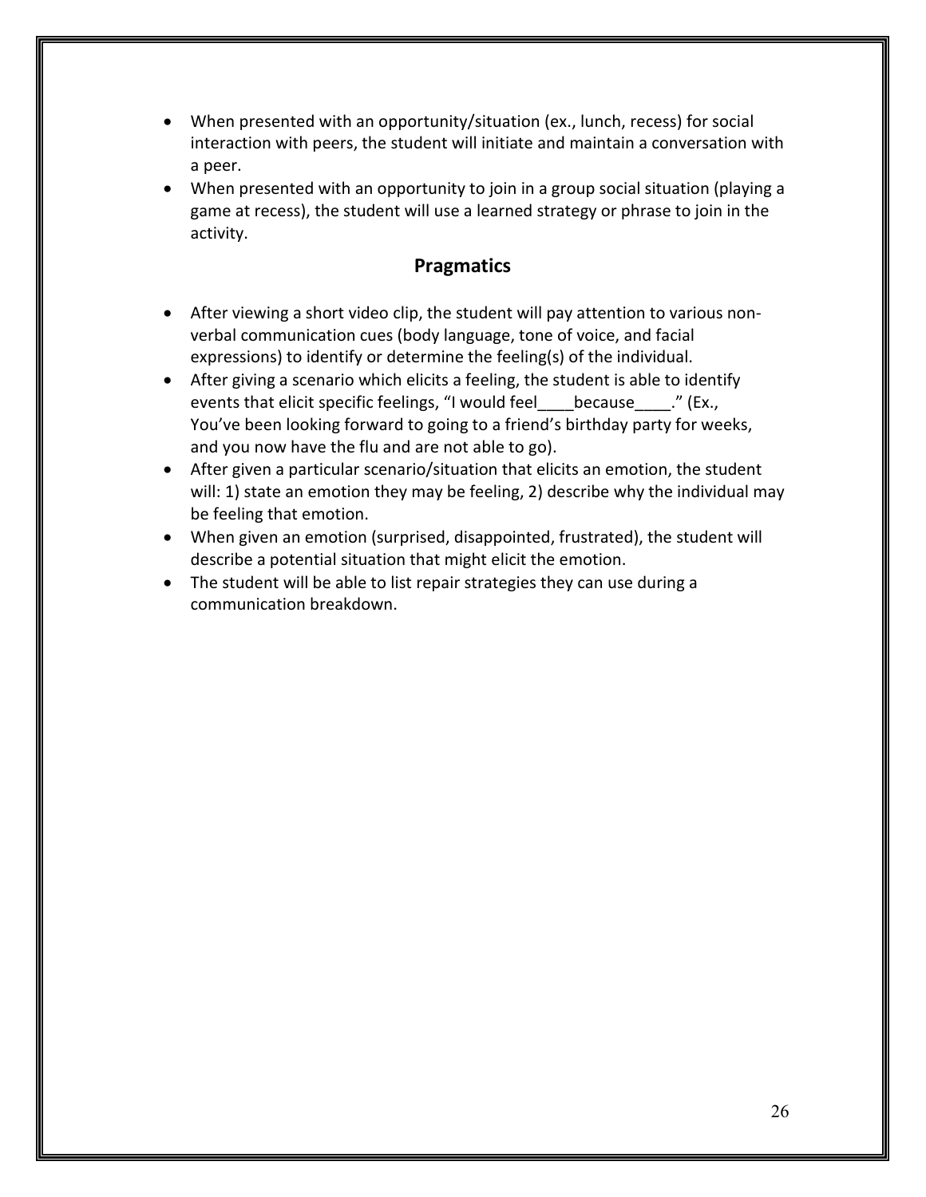- When presented with an opportunity/situation (ex., lunch, recess) for social interaction with peers, the student will initiate and maintain a conversation with a peer.
- When presented with an opportunity to join in a group social situation (playing a game at recess), the student will use a learned strategy or phrase to join in the activity.

## Pragmatics

- After viewing a short video clip, the student will pay attention to various non-verbal communication cues (body language, tone of voice, and facial expressions) to identify or determine the feeling(s) of the individual.
- After giving a scenario which elicits a feeling, the student is able to identify events that elicit specific feelings, "I would feel____because____." (Ex., You've been looking forward to going to a friend's birthday party for weeks, and you now have the flu and are not able to go).
- After given a particular scenario/situation that elicits an emotion, the student will: 1) state an emotion they may be feeling, 2) describe why the individual may be feeling that emotion.
- When given an emotion (surprised, disappointed, frustrated), the student will describe a potential situation that might elicit the emotion.
- The student will be able to list repair strategies they can use during a communication breakdown.